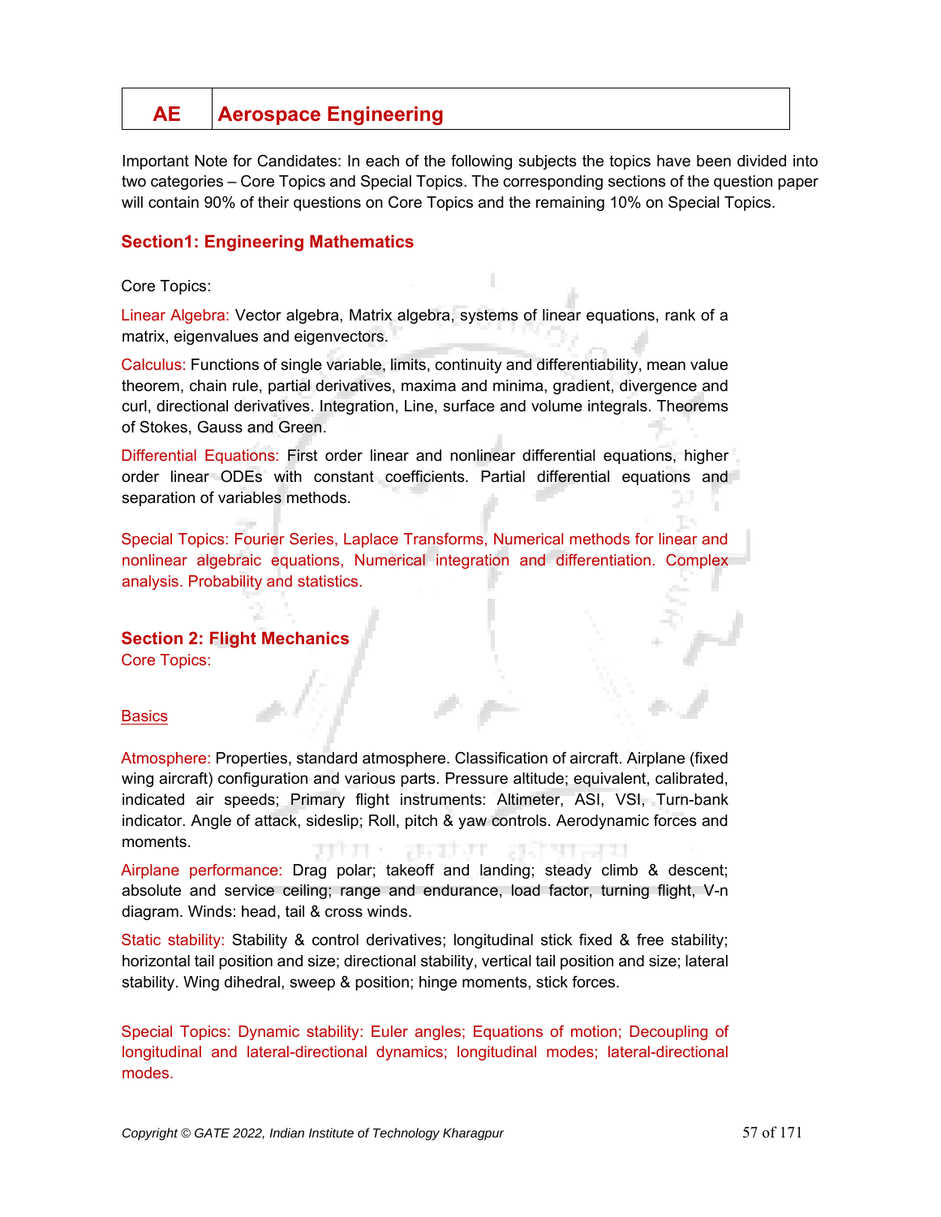| AE | Aerospace Engineering |
| --- | --- |

Important Note for Candidates: In each of the following subjects the topics have been divided into two categories – Core Topics and Special Topics. The corresponding sections of the question paper will contain 90% of their questions on Core Topics and the remaining 10% on Special Topics.

## Section1: Engineering Mathematics

Core Topics:

Linear Algebra: Vector algebra, Matrix algebra, systems of linear equations, rank of a matrix, eigenvalues and eigenvectors.

Calculus: Functions of single variable, limits, continuity and differentiability, mean value theorem, chain rule, partial derivatives, maxima and minima, gradient, divergence and curl, directional derivatives. Integration, Line, surface and volume integrals. Theorems of Stokes, Gauss and Green.

Differential Equations: First order linear and nonlinear differential equations, higher order linear ODEs with constant coefficients. Partial differential equations and separation of variables methods.

Special Topics: Fourier Series, Laplace Transforms, Numerical methods for linear and nonlinear algebraic equations, Numerical integration and differentiation. Complex analysis. Probability and statistics.

## Section 2: Flight Mechanics

Core Topics:

### Basics

Atmosphere: Properties, standard atmosphere. Classification of aircraft. Airplane (fixed wing aircraft) configuration and various parts. Pressure altitude; equivalent, calibrated, indicated air speeds; Primary flight instruments: Altimeter, ASI, VSI, Turn-bank indicator. Angle of attack, sideslip; Roll, pitch & yaw controls. Aerodynamic forces and moments.

Airplane performance: Drag polar; takeoff and landing; steady climb & descent; absolute and service ceiling; range and endurance, load factor, turning flight, V-n diagram. Winds: head, tail & cross winds.

Static stability: Stability & control derivatives; longitudinal stick fixed & free stability; horizontal tail position and size; directional stability, vertical tail position and size; lateral stability. Wing dihedral, sweep & position; hinge moments, stick forces.

Special Topics: Dynamic stability: Euler angles; Equations of motion; Decoupling of longitudinal and lateral-directional dynamics; longitudinal modes; lateral-directional modes.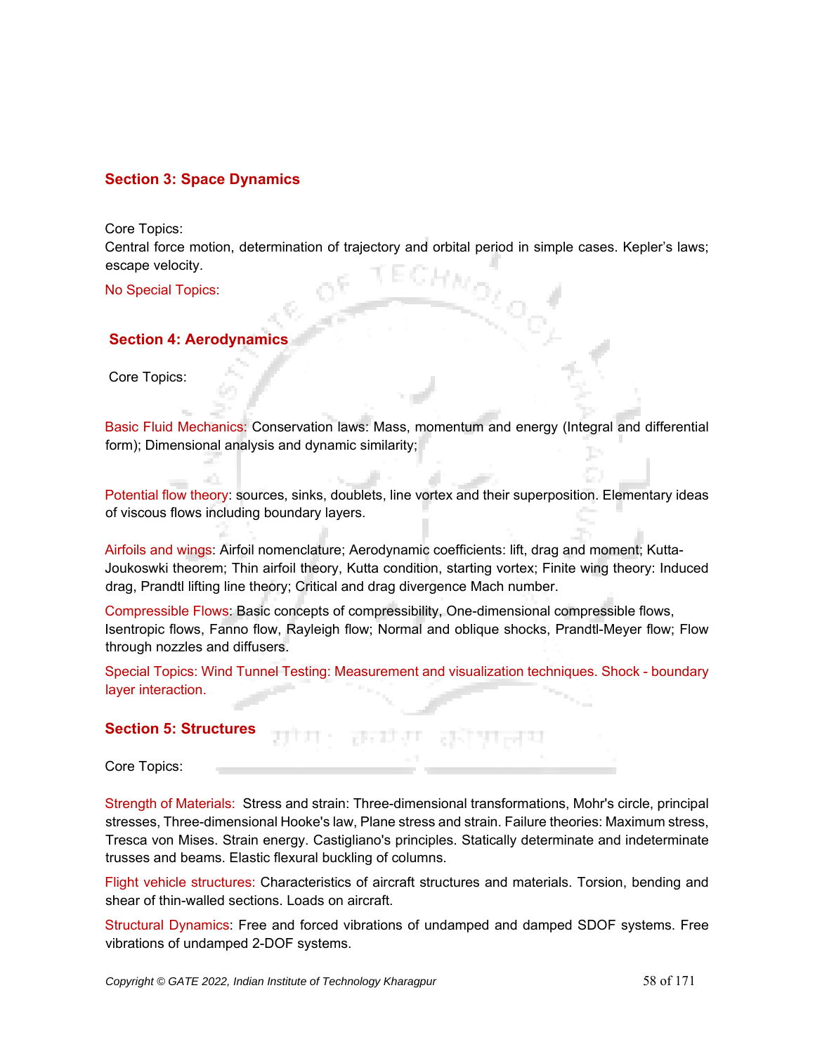## Section 3: Space Dynamics

Core Topics:
Central force motion, determination of trajectory and orbital period in simple cases. Kepler's laws; escape velocity.

No Special Topics:

## Section 4: Aerodynamics

Core Topics:

Basic Fluid Mechanics: Conservation laws: Mass, momentum and energy (Integral and differential form); Dimensional analysis and dynamic similarity;

Potential flow theory: sources, sinks, doublets, line vortex and their superposition. Elementary ideas of viscous flows including boundary layers.

Airfoils and wings: Airfoil nomenclature; Aerodynamic coefficients: lift, drag and moment; Kutta-Joukoswki theorem; Thin airfoil theory, Kutta condition, starting vortex; Finite wing theory: Induced drag, Prandtl lifting line theory; Critical and drag divergence Mach number.

Compressible Flows: Basic concepts of compressibility, One-dimensional compressible flows, Isentropic flows, Fanno flow, Rayleigh flow; Normal and oblique shocks, Prandtl-Meyer flow; Flow through nozzles and diffusers.

Special Topics: Wind Tunnel Testing: Measurement and visualization techniques. Shock - boundary layer interaction.

## Section 5: Structures

Core Topics:

Strength of Materials: Stress and strain: Three-dimensional transformations, Mohr's circle, principal stresses, Three-dimensional Hooke's law, Plane stress and strain. Failure theories: Maximum stress, Tresca von Mises. Strain energy. Castigliano's principles. Statically determinate and indeterminate trusses and beams. Elastic flexural buckling of columns.

Flight vehicle structures: Characteristics of aircraft structures and materials. Torsion, bending and shear of thin-walled sections. Loads on aircraft.

Structural Dynamics: Free and forced vibrations of undamped and damped SDOF systems. Free vibrations of undamped 2-DOF systems.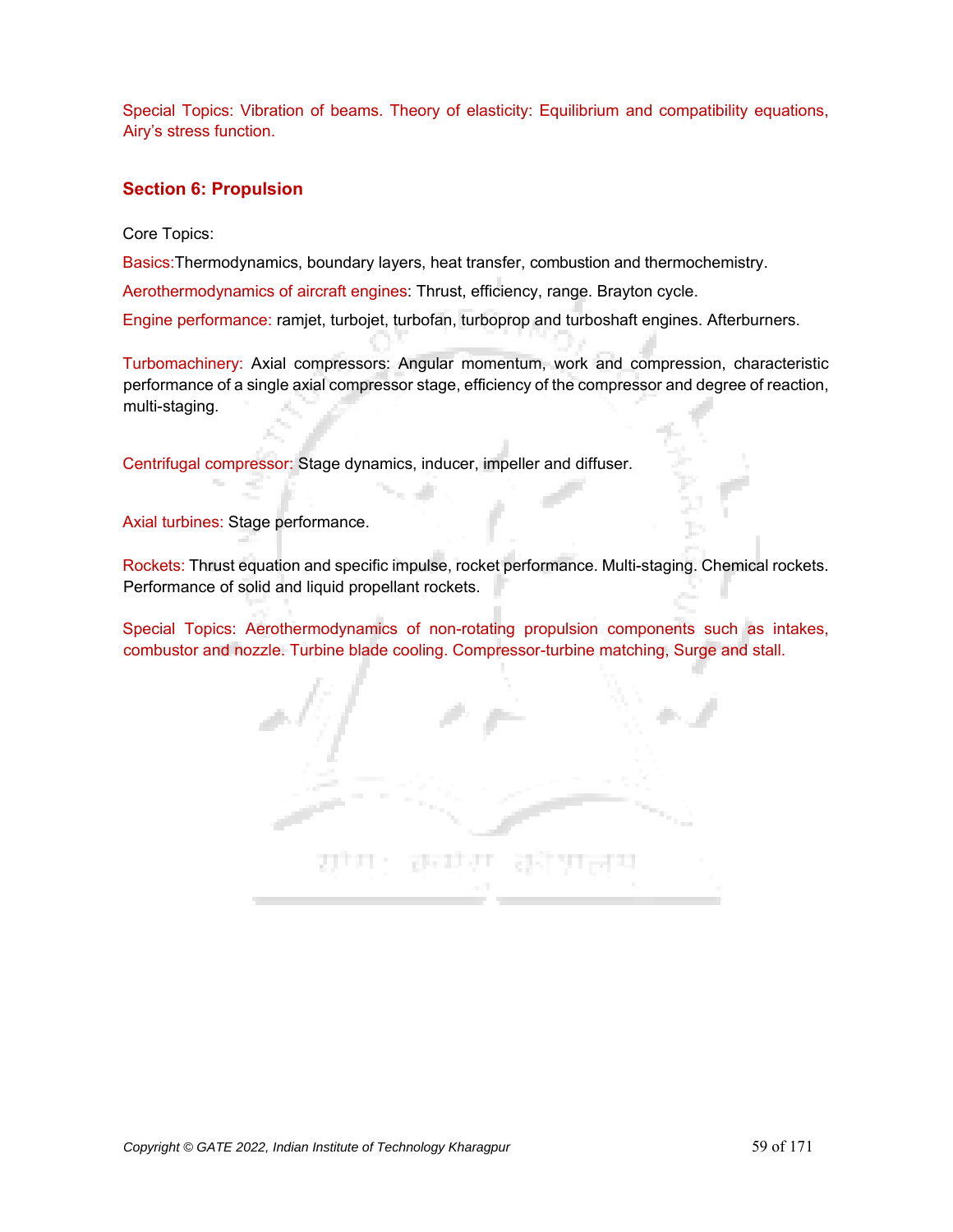Special Topics: Vibration of beams. Theory of elasticity: Equilibrium and compatibility equations, Airy's stress function.

### Section 6: Propulsion

Core Topics:

Basics:Thermodynamics, boundary layers, heat transfer, combustion and thermochemistry.

Aerothermodynamics of aircraft engines: Thrust, efficiency, range. Brayton cycle.

Engine performance: ramjet, turbojet, turbofan, turboprop and turboshaft engines. Afterburners.

Turbomachinery: Axial compressors: Angular momentum, work and compression, characteristic performance of a single axial compressor stage, efficiency of the compressor and degree of reaction, multi-staging.

Centrifugal compressor: Stage dynamics, inducer, impeller and diffuser.

Axial turbines: Stage performance.

Rockets: Thrust equation and specific impulse, rocket performance. Multi-staging. Chemical rockets. Performance of solid and liquid propellant rockets.

Special Topics: Aerothermodynamics of non-rotating propulsion components such as intakes, combustor and nozzle. Turbine blade cooling. Compressor-turbine matching, Surge and stall.